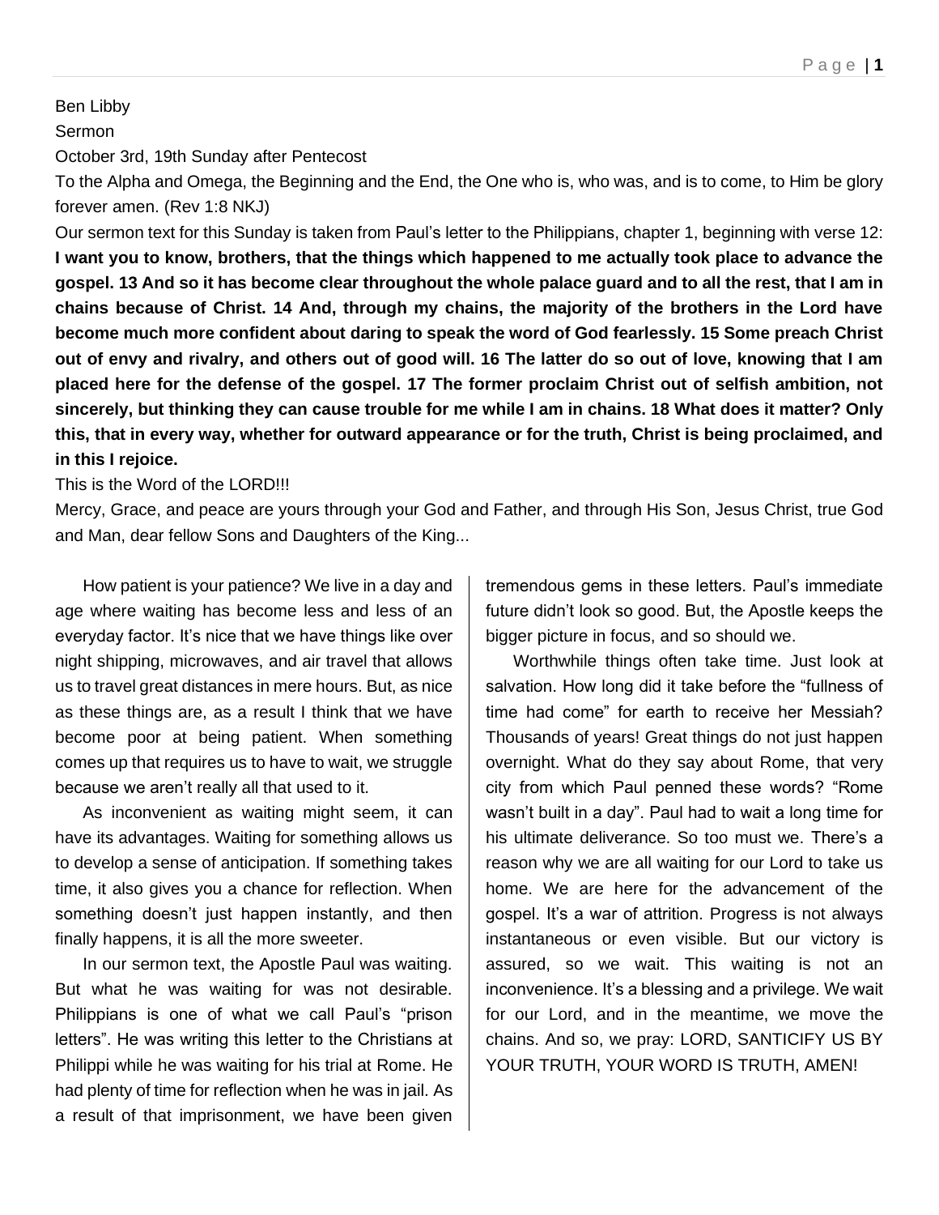Ben Libby

Sermon

October 3rd, 19th Sunday after Pentecost

To the Alpha and Omega, the Beginning and the End, the One who is, who was, and is to come, to Him be glory forever amen. (Rev 1:8 NKJ)

Our sermon text for this Sunday is taken from Paul's letter to the Philippians, chapter 1, beginning with verse 12: **I want you to know, brothers, that the things which happened to me actually took place to advance the gospel. 13 And so it has become clear throughout the whole palace guard and to all the rest, that I am in chains because of Christ. 14 And, through my chains, the majority of the brothers in the Lord have become much more confident about daring to speak the word of God fearlessly. 15 Some preach Christ out of envy and rivalry, and others out of good will. 16 The latter do so out of love, knowing that I am placed here for the defense of the gospel. 17 The former proclaim Christ out of selfish ambition, not sincerely, but thinking they can cause trouble for me while I am in chains. 18 What does it matter? Only this, that in every way, whether for outward appearance or for the truth, Christ is being proclaimed, and in this I rejoice.**

This is the Word of the LORD!!!

Mercy, Grace, and peace are yours through your God and Father, and through His Son, Jesus Christ, true God and Man, dear fellow Sons and Daughters of the King...

How patient is your patience? We live in a day and age where waiting has become less and less of an everyday factor. It's nice that we have things like over night shipping, microwaves, and air travel that allows us to travel great distances in mere hours. But, as nice as these things are, as a result I think that we have become poor at being patient. When something comes up that requires us to have to wait, we struggle because we aren't really all that used to it.

As inconvenient as waiting might seem, it can have its advantages. Waiting for something allows us to develop a sense of anticipation. If something takes time, it also gives you a chance for reflection. When something doesn't just happen instantly, and then finally happens, it is all the more sweeter.

In our sermon text, the Apostle Paul was waiting. But what he was waiting for was not desirable. Philippians is one of what we call Paul's "prison letters". He was writing this letter to the Christians at Philippi while he was waiting for his trial at Rome. He had plenty of time for reflection when he was in jail. As a result of that imprisonment, we have been given tremendous gems in these letters. Paul's immediate future didn't look so good. But, the Apostle keeps the bigger picture in focus, and so should we.

Worthwhile things often take time. Just look at salvation. How long did it take before the "fullness of time had come" for earth to receive her Messiah? Thousands of years! Great things do not just happen overnight. What do they say about Rome, that very city from which Paul penned these words? "Rome wasn't built in a day". Paul had to wait a long time for his ultimate deliverance. So too must we. There's a reason why we are all waiting for our Lord to take us home. We are here for the advancement of the gospel. It's a war of attrition. Progress is not always instantaneous or even visible. But our victory is assured, so we wait. This waiting is not an inconvenience. It's a blessing and a privilege. We wait for our Lord, and in the meantime, we move the chains. And so, we pray: LORD, SANTICIFY US BY YOUR TRUTH, YOUR WORD IS TRUTH, AMEN!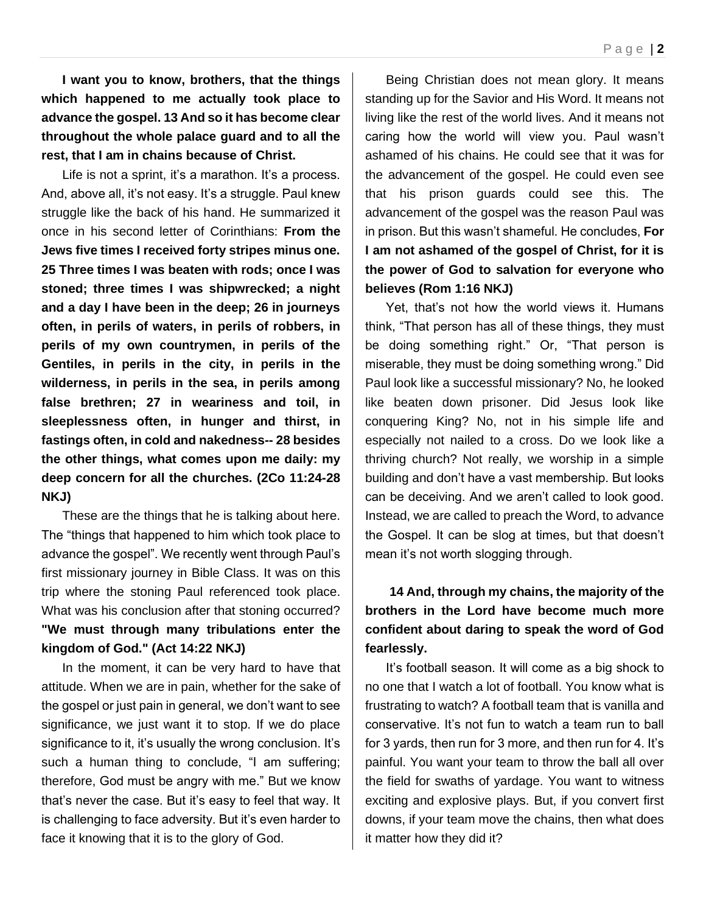**I want you to know, brothers, that the things which happened to me actually took place to advance the gospel. 13 And so it has become clear throughout the whole palace guard and to all the rest, that I am in chains because of Christ.**

Life is not a sprint, it's a marathon. It's a process. And, above all, it's not easy. It's a struggle. Paul knew struggle like the back of his hand. He summarized it once in his second letter of Corinthians: **From the Jews five times I received forty stripes minus one. 25 Three times I was beaten with rods; once I was stoned; three times I was shipwrecked; a night and a day I have been in the deep; 26 in journeys often, in perils of waters, in perils of robbers, in perils of my own countrymen, in perils of the Gentiles, in perils in the city, in perils in the wilderness, in perils in the sea, in perils among false brethren; 27 in weariness and toil, in sleeplessness often, in hunger and thirst, in fastings often, in cold and nakedness-- 28 besides the other things, what comes upon me daily: my deep concern for all the churches. (2Co 11:24-28 NKJ)**

These are the things that he is talking about here. The "things that happened to him which took place to advance the gospel". We recently went through Paul's first missionary journey in Bible Class. It was on this trip where the stoning Paul referenced took place. What was his conclusion after that stoning occurred? **"We must through many tribulations enter the kingdom of God." (Act 14:22 NKJ)**

In the moment, it can be very hard to have that attitude. When we are in pain, whether for the sake of the gospel or just pain in general, we don't want to see significance, we just want it to stop. If we do place significance to it, it's usually the wrong conclusion. It's such a human thing to conclude, "I am suffering; therefore, God must be angry with me." But we know that's never the case. But it's easy to feel that way. It is challenging to face adversity. But it's even harder to face it knowing that it is to the glory of God.

Being Christian does not mean glory. It means standing up for the Savior and His Word. It means not living like the rest of the world lives. And it means not caring how the world will view you. Paul wasn't ashamed of his chains. He could see that it was for the advancement of the gospel. He could even see that his prison guards could see this. The advancement of the gospel was the reason Paul was in prison. But this wasn't shameful. He concludes, **For I am not ashamed of the gospel of Christ, for it is the power of God to salvation for everyone who believes (Rom 1:16 NKJ)**

Yet, that's not how the world views it. Humans think, "That person has all of these things, they must be doing something right." Or, "That person is miserable, they must be doing something wrong." Did Paul look like a successful missionary? No, he looked like beaten down prisoner. Did Jesus look like conquering King? No, not in his simple life and especially not nailed to a cross. Do we look like a thriving church? Not really, we worship in a simple building and don't have a vast membership. But looks can be deceiving. And we aren't called to look good. Instead, we are called to preach the Word, to advance the Gospel. It can be slog at times, but that doesn't mean it's not worth slogging through.

**14 And, through my chains, the majority of the brothers in the Lord have become much more confident about daring to speak the word of God fearlessly.**

It's football season. It will come as a big shock to no one that I watch a lot of football. You know what is frustrating to watch? A football team that is vanilla and conservative. It's not fun to watch a team run to ball for 3 yards, then run for 3 more, and then run for 4. It's painful. You want your team to throw the ball all over the field for swaths of yardage. You want to witness exciting and explosive plays. But, if you convert first downs, if your team move the chains, then what does it matter how they did it?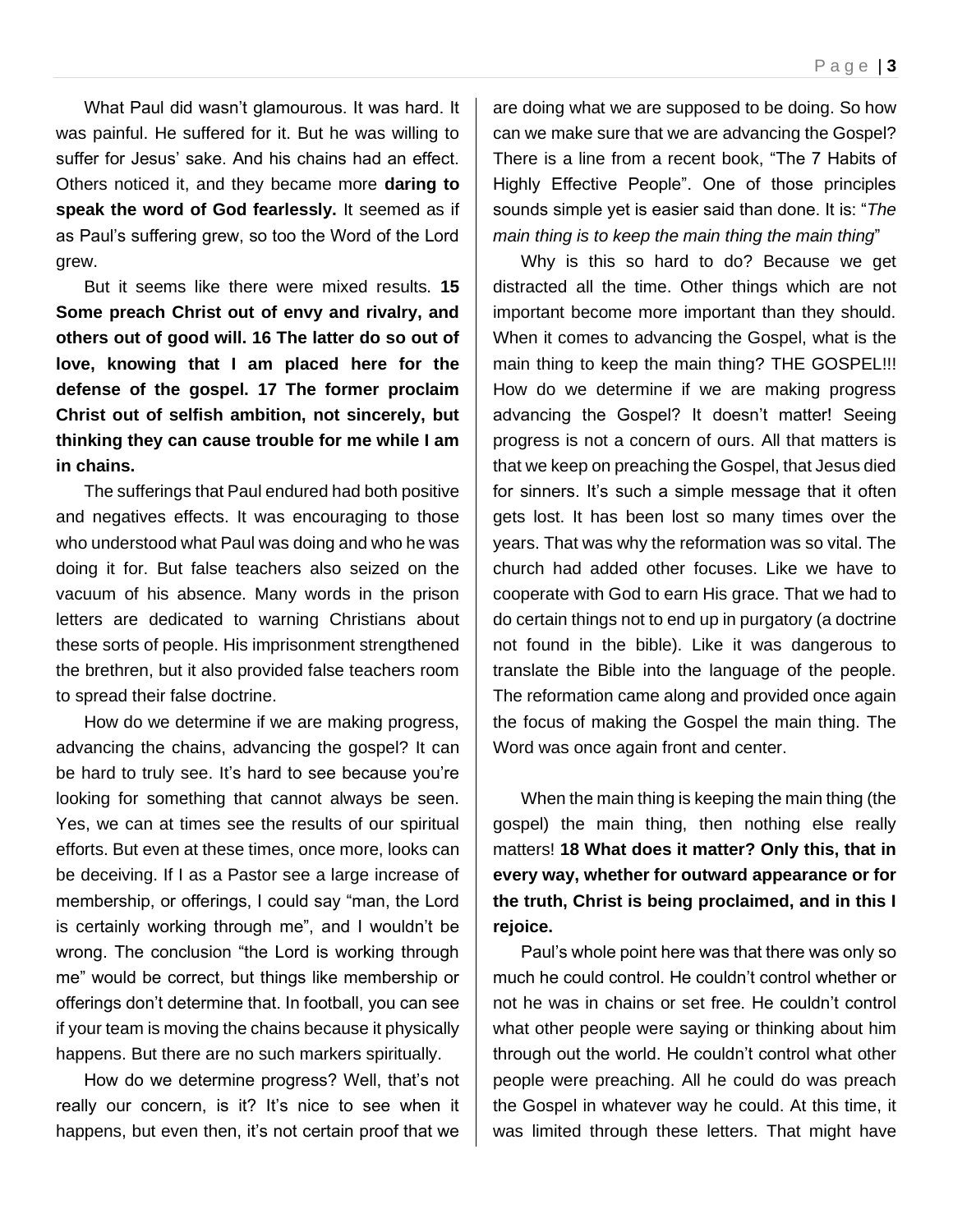What Paul did wasn't glamourous. It was hard. It was painful. He suffered for it. But he was willing to suffer for Jesus' sake. And his chains had an effect. Others noticed it, and they became more **daring to speak the word of God fearlessly.** It seemed as if as Paul's suffering grew, so too the Word of the Lord grew.

But it seems like there were mixed results. **15 Some preach Christ out of envy and rivalry, and others out of good will. 16 The latter do so out of love, knowing that I am placed here for the defense of the gospel. 17 The former proclaim Christ out of selfish ambition, not sincerely, but thinking they can cause trouble for me while I am in chains.**

The sufferings that Paul endured had both positive and negatives effects. It was encouraging to those who understood what Paul was doing and who he was doing it for. But false teachers also seized on the vacuum of his absence. Many words in the prison letters are dedicated to warning Christians about these sorts of people. His imprisonment strengthened the brethren, but it also provided false teachers room to spread their false doctrine.

How do we determine if we are making progress, advancing the chains, advancing the gospel? It can be hard to truly see. It's hard to see because you're looking for something that cannot always be seen. Yes, we can at times see the results of our spiritual efforts. But even at these times, once more, looks can be deceiving. If I as a Pastor see a large increase of membership, or offerings, I could say "man, the Lord is certainly working through me", and I wouldn't be wrong. The conclusion "the Lord is working through me" would be correct, but things like membership or offerings don't determine that. In football, you can see if your team is moving the chains because it physically happens. But there are no such markers spiritually.

How do we determine progress? Well, that's not really our concern, is it? It's nice to see when it happens, but even then, it's not certain proof that we are doing what we are supposed to be doing. So how can we make sure that we are advancing the Gospel? There is a line from a recent book, "The 7 Habits of Highly Effective People". One of those principles sounds simple yet is easier said than done. It is: "*The main thing is to keep the main thing the main thing*"

Why is this so hard to do? Because we get distracted all the time. Other things which are not important become more important than they should. When it comes to advancing the Gospel, what is the main thing to keep the main thing? THE GOSPEL!!! How do we determine if we are making progress advancing the Gospel? It doesn't matter! Seeing progress is not a concern of ours. All that matters is that we keep on preaching the Gospel, that Jesus died for sinners. It's such a simple message that it often gets lost. It has been lost so many times over the years. That was why the reformation was so vital. The church had added other focuses. Like we have to cooperate with God to earn His grace. That we had to do certain things not to end up in purgatory (a doctrine not found in the bible). Like it was dangerous to translate the Bible into the language of the people. The reformation came along and provided once again the focus of making the Gospel the main thing. The Word was once again front and center.

When the main thing is keeping the main thing (the gospel) the main thing, then nothing else really matters! **18 What does it matter? Only this, that in every way, whether for outward appearance or for the truth, Christ is being proclaimed, and in this I rejoice.**

Paul's whole point here was that there was only so much he could control. He couldn't control whether or not he was in chains or set free. He couldn't control what other people were saying or thinking about him through out the world. He couldn't control what other people were preaching. All he could do was preach the Gospel in whatever way he could. At this time, it was limited through these letters. That might have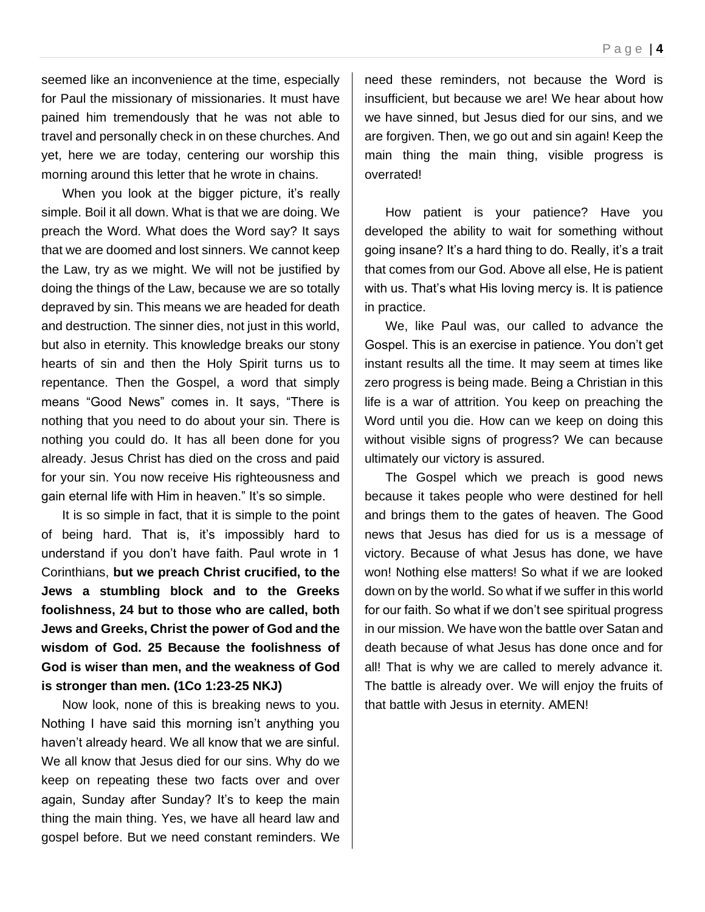seemed like an inconvenience at the time, especially for Paul the missionary of missionaries. It must have pained him tremendously that he was not able to travel and personally check in on these churches. And yet, here we are today, centering our worship this morning around this letter that he wrote in chains.

When you look at the bigger picture, it's really simple. Boil it all down. What is that we are doing. We preach the Word. What does the Word say? It says that we are doomed and lost sinners. We cannot keep the Law, try as we might. We will not be justified by doing the things of the Law, because we are so totally depraved by sin. This means we are headed for death and destruction. The sinner dies, not just in this world, but also in eternity. This knowledge breaks our stony hearts of sin and then the Holy Spirit turns us to repentance. Then the Gospel, a word that simply means "Good News" comes in. It says, "There is nothing that you need to do about your sin. There is nothing you could do. It has all been done for you already. Jesus Christ has died on the cross and paid for your sin. You now receive His righteousness and gain eternal life with Him in heaven." It's so simple.

It is so simple in fact, that it is simple to the point of being hard. That is, it's impossibly hard to understand if you don't have faith. Paul wrote in 1 Corinthians, **but we preach Christ crucified, to the Jews a stumbling block and to the Greeks foolishness, 24 but to those who are called, both Jews and Greeks, Christ the power of God and the wisdom of God. 25 Because the foolishness of God is wiser than men, and the weakness of God is stronger than men. (1Co 1:23-25 NKJ)**

Now look, none of this is breaking news to you. Nothing I have said this morning isn't anything you haven't already heard. We all know that we are sinful. We all know that Jesus died for our sins. Why do we keep on repeating these two facts over and over again, Sunday after Sunday? It's to keep the main thing the main thing. Yes, we have all heard law and gospel before. But we need constant reminders. We need these reminders, not because the Word is insufficient, but because we are! We hear about how we have sinned, but Jesus died for our sins, and we are forgiven. Then, we go out and sin again! Keep the main thing the main thing, visible progress is overrated!

How patient is your patience? Have you developed the ability to wait for something without going insane? It's a hard thing to do. Really, it's a trait that comes from our God. Above all else, He is patient with us. That's what His loving mercy is. It is patience in practice.

We, like Paul was, our called to advance the Gospel. This is an exercise in patience. You don't get instant results all the time. It may seem at times like zero progress is being made. Being a Christian in this life is a war of attrition. You keep on preaching the Word until you die. How can we keep on doing this without visible signs of progress? We can because ultimately our victory is assured.

The Gospel which we preach is good news because it takes people who were destined for hell and brings them to the gates of heaven. The Good news that Jesus has died for us is a message of victory. Because of what Jesus has done, we have won! Nothing else matters! So what if we are looked down on by the world. So what if we suffer in this world for our faith. So what if we don't see spiritual progress in our mission. We have won the battle over Satan and death because of what Jesus has done once and for all! That is why we are called to merely advance it. The battle is already over. We will enjoy the fruits of that battle with Jesus in eternity. AMEN!